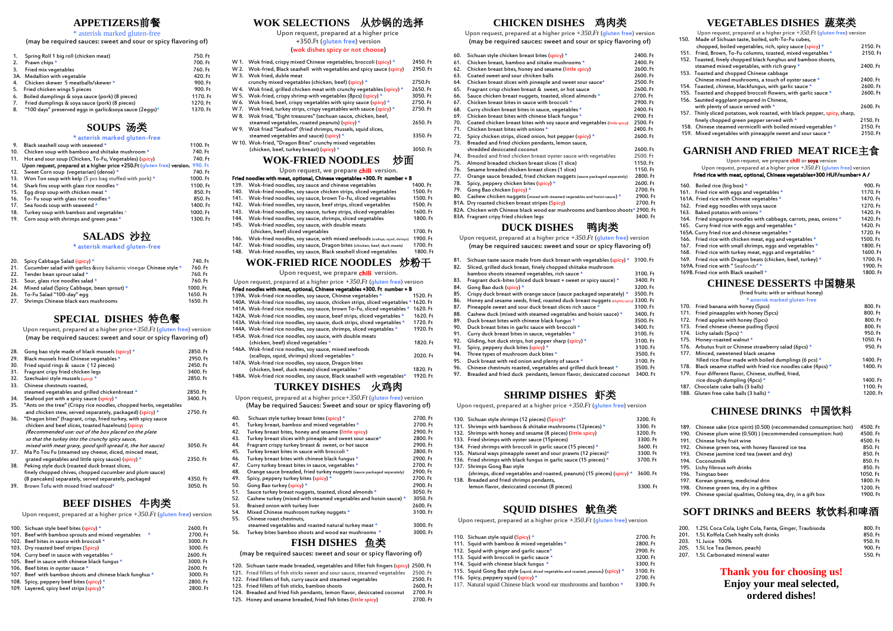# APPETIZERS前餐

\* asterisk marked gluten-free

(may be required sauces: sweet and sour or spicy flavoring of)

| | | |
|---|---|---|
| 1. | Spring Roll 1 big roll (chicken meat) | 750. Ft |
| 2. | Prawn chips * | 700. Ft |
| 3. | Fried mix vegetables | 760. Ft |
| 3A. | Medallion with vegetable | 420. Ft |
| 4. | Chicken skewer 5 meatballs/skewer * | 900. Ft |
| 5. | Fried chicken wings 5 pieces | 900. Ft |
| 6. | Boiled dumplings & soya sauce (pork) (8 pieces) | 1170. Ft |
| 7. | Fried dumplings & soya sauce (pork) (8 pieces) | 1270. Ft |
| 8. | "100 days" preserved eggs in garlic&soya sauce (2eggs)* | 1370. Ft |

# SOUPS 汤类

\* asterisk marked gluten-free

| | | |
|---|---|---|
| 9. | Black seashell soup with seaweed * | 1100. Ft |
| 10. | Chicken soup with bamboo and shiitake mushroom * | 740. Ft |
| 11. | Hot and sour soup (Chicken, To-Fu, Vegetables) (spicy) | 740. Ft |
| | Upon request, prepared at a higher price +250.Ft (gluten free) version. | 990. Ft |
| 12. | Sweet Corn soup (vegetarian) (dense) * | 740. Ft |
| 13. | Won Ton soup with kelp (5 pcs bag stuffed with pork) * | 1000. Ft |
| 14. | Shark fins soup with glass rice noodles * | 1100. Ft |
| 15. | Egg drop soup with chicken meat * | 850. Ft |
| 16. | To- Fu soup with glass rice noodles * | 850. Ft |
| 17. | Sea foods soup with seaweed * | 1400. Ft |
| 18. | Turkey soup with bamboo and vegetables * | 1000. Ft |
| 19. | Corn soup with shrimps and green peas * | 1300. Ft |

# SALADS 沙拉

\* asterisk marked gluten-free

| | | |
|---|---|---|
| 20. | Spicy Cabbage Salad (spicy) * | 740. Ft |
| 21. | Cucumber salad with garlics &soy balsamic vinegar Chinese style * | 760. Ft |
| 22. | Tender bean sprout salad * | 760. Ft |
| 23. | Sour, glass rice noodles salad * | 760. Ft |
| 24. | Mixed salad (Spicy Cabbage, bean sprout) * | 1000. Ft |
| 26. | To-Fu Salad "100-day" egg | 1650. Ft |
| 27. | Shrimps Chinese black ears mushrooms | 1650. Ft |

# SPECIAL DISHES 特色餐

Upon request, prepared at a higher price *+350.Ft* (gluten free) version

(may be required sauces: sweet and sour or spicy flavoring of)

| | | |
|---|---|---|
| 28. | Gong bao style made of black mussels (spicy) * | 2850. Ft |
| 29. | Black mussels fried Chinese vegetables * | 2950. Ft |
| 30. | Fried squid rings & sauce ( 12 pieces) | 2450. Ft |
| 31. | Fragrant crispy fried chicken legs | 3400. Ft |
| 32. | Szechuáni style mussels (spicy) * | 2850. Ft |
| 33. | Chinese chestnuts roasted, steamed vegetables and grilled chickenbreast * | 2850. Ft |
| 34. | Seafood pot with a spicy sauce (spicy) * | 3400. Ft |
| 35. | "Ants on the tree" (Crispy rice noodles, chopped herbs, vegetables and chicken stew, served separately, packaged) (spicy) * | 2750. Ft |
| 36. | "Dragon bites" (fragrant, crisp, fried turkey, with spicy sauce chicken and beef slices, toasted hazelnuts) (spicy) *(Recommended use: out of the box placed on the plate so that the turkey into the crunchy spicy sauce, mixed with meat gravy, good spill spread it, the hot sauce)* | 3050. Ft |
| 37. | Ma Po Tou Fu (steamed soy cheese, diced, minced meat, grated vegetables and little spicy sauce) (spicy) * | 2350. Ft |
| 38. | Peking style roasted duck breast slices, finely chopped chives, chopped cucumber and plum sauce) (8 pancakes) separately, served separately, packaged | 4350. Ft |
| 39. | Brown Tofu with mixed fried seafood* | 3050. Ft |

# BEEF DISHES 牛肉类

Upon request, prepared at a higher price *+350.Ft* (gluten free) version

| | | |
|---|---|---|
| 100. | Sichuan style beef bites (spicy) * | 2600. Ft |
| 101. | Beef with bamboo sprouts and mixed vegetables * | 2700. Ft |
| 102. | Beef bites in sauce with broccoli * | 3000. Ft |
| 103. | Dry roasted beef stripes (Spicy) | 3000. Ft |
| 104. | Curry beef in sauce with vegetables * | 2600. Ft |
| 105. | Beef in sauce with chinese black fungus * | 3000. Ft |
| 106. | Beef bites in oyster sauce * | 2600. Ft |
| 107. | Beef with bamboo shoots and chinese black funghus * | 3000. Ft |
| 108. | Spicy, peppery beef bites (spicy) * | 2800. Ft |
| 109. | Layered, spicy beef strips (spicy) * | 2800. Ft |

# WOK SELECTIONS 从炒锅的选择

Upon request, prepared at a higher price +350.Ft (gluten free) version

(wok dishes spicy or not choose)

| | | |
|---|---|---|
| W 1. | Wok fried, crispy mixed Chinese vegetables, broccoli (spicy) * | 2450. Ft |
| W 2. | Wok-fried, Black seashell with vegetables and spicy sauce (spicy) | 2950. Ft |
| W 3. | Wok fried, duble meat crunchy mixed vegetables (chicken, beef) (spicy) * | 2750.Ft |
| W 4. | Wok fried, grilled chicken meat with crunchy vegetables (spicy) * | 2650. Ft |
| W 5. | Wok-fried, crispy shrimp with vegetables (8pcs) (spicy) * | 3050. Ft |
| W 6. | Wok fried, beef, crispy vegetables with spicy sauce (spicy) * | 2750. Ft |
| W 7. | Wok fried, turkey strips, crispy vegetables with sauce (spicy) * | 2750. Ft |
| W 8. | Wok fried, "Eight treasures" (sechuan sauce, chicken, beef, steamed vegetables, roasted peanuts) (spicy) * | 2650. Ft |
| W 9. | Wok fried "Seafood" (fried shrimps, mussels, squid slices, steamed vegetables and sauce) (spicy) * | 3350. Ft |
| W 10. | Wok-fried, "Dragon Bites" crunchy mixed vegetables (chicken, beef, turkey breast) (spicy) * | 3050. Ft |

# WOK-FRIED NOODLES 炒面

Upon request, we prepare chili version.

**Fried noodles with meat, optional, Chinese vegetables +300. Ft number + B**

| | | |
|---|---|---|
| 139. | Wok-fried noodles, soy sauce and chinese vegetables | 1400. Ft |
| 140. | Wok-fried noodles, soy sauce chicken strips, sliced vegetables | 1500. Ft |
| 141. | Wok-fried noodles, soy sauce, brown To-Fu, sliced vegetables | 1500. Ft |
| 142. | Wok-fried noodles, soy sauce, beef strips, sliced vegetables | 1500. Ft |
| 143. | Wok-fried noodles, soy sauce, turkey strips, sliced vegetables | 1600. Ft |
| 144. | Wok-fried noodles, soy sauce, shrimps, sliced vegetables | 1800. Ft |
| 145. | Wok-fried noodles, soy sauce, with double meats (chicken, beef) sliced vegetables | 1700. Ft |
| 146. | Wok-fried noodles, soy sauce, with mixed seefoods (scallops, squid, shrimps) | 1900. Ft |
| 147. | Wok-fried noodles, soy sauce, Dragon bites (chicken, beef, duck meats) | 1700. Ft |
| 148. | Wok-fried noodles, soy sauce, Black seashell sliced vegetables | 1800. Ft |

# WOK-FRIED RICE NOODLES 炒粉干

Upon request, we prepare chili version.

Upon request, prepared at a higher price *+350.Ft* (gluten free) version

**Fried noodles with meat, optional, Chinese vegetables +300. Ft number + B**

| | | |
|---|---|---|
| 139A. | Wok-fried rice noodles, soy sauce, Chinese vegetables * | 1520. Ft |
| 140A. | Wok-fried rice noodles, soy sauce, chicken strips, sliced vegetables * | 1620. Ft |
| 141A. | Wok-fried rice noodles, soy sauce, brown To-Fu, sliced vegetables * | 1620. Ft |
| 142A. | Wok-fried rice noodles, soy sauce, beef strips, sliced vegetables * | 1620. Ft |
| 143A. | Wok-fried rice noodles, soy sauce, duck strips, sliced vegetables * | 1720. Ft |
| 144A. | Wok-fried rice noodles, soy sauce, shrimps, sliced vegetables * | 1920. Ft |
| 145A. | Wok-fried rice noodles, soy sauce, with double meats (chicken, beef) sliced vegetables * | 1820. Ft |
| 146A. | Wok-fried rice noodles, soy sauce, mixed seefoods (scallops, squid, shrimps) sliced vegetables * | 2020. Ft |
| 147A. | Wok-fried rice noodles, soy sauce, Dragon bites (chicken, beef, duck meats) sliced vegetables * | 1820. Ft |
| 148A. | Wok-fried rice noodles, soy sauce, Black seashell with vegetables* | 1920. Ft |

# TURKEY DISHES 火鸡肉

Upon request, prepared at a higher price *+350.Ft* (gluten free) version

(May be required Sauces: Sweet and sour or spicy flavoring of)

| | | |
|---|---|---|
| 40. | Sichuan style turkey breast bites (spicy) * | 2700. Ft |
| 41. | Turkey breast, bamboo and mixed vegetables * | 2700. Ft |
| 42. | Turkey breast bites, honey and sesame (little spicy) | 2900. Ft |
| 43. | Turkey breast slices with pineaple and sweet sour sauce* | 2800. Ft |
| 44. | Fragrant crispy turkey breast & sweet, or hot sauce | 2900. Ft |
| 45. | Turkey breast bites in sauce with broccoli * | 2800. Ft |
| 46. | Turkey breast bites with chinese black fungus * | 2900. Ft |
| 47. | Curry turkey breast bites in sauce, vegetables * | 2700. Ft |
| 48. | Coated, fried, breaded turkey nuggets (sauce packaged separately) | 2900. Ft |
| 49. | Spicy, peppery turkey bites (spicy) * | 2700. Ft |
| 50. | Gong Bao turkey (spicy) * | 2900. Ft |
| 51. | Sauce turkey breast nuggets, toasted, sliced almonds * | 3050. Ft |
| 52. | Cashew turkey (mixed with steamed vegetables and hoisin sauce) * | 3050. Ft |
| 53. | Braised onion with turkey liver | 2600. Ft |
| 54. | Mixed Chinese mushroom turkey nuggets * | 3100. Ft |
| 55. | Chinese roast chestnuts, steamed vegetables and roasted natural turkey meat * | 3000. Ft |
| 56. | Turkey bites bamboo shoots and wood ear mushrooms * | 3000. Ft |

# FISH DISHES 鱼类

(may be required sauces: sweet and sour or spicy flavoring of)

| | | |
|---|---|---|
| 120. | Sichuan taste made breaded, vegetables and fillet fish fingers (spicy) | 2500. Ft |
| 121. | Fried fillets of fish sticks sweet and sour sauce, steamed vegetables | 2500. Ft |
| 122. | Fried fillets of fish, curry sauce and steamed vegetables | 2500. Ft |
| 123. | Fried fillets of fish sticks, bamboo shoots | 2600. Ft |
| 124. | Breaded and fried fish pendants, lemon flavor, desiccated coconut | 2700. Ft |
| 125. | Honey and sesame breaded, fried fish bites (little spicy) | 2700. Ft |

# CHICKEN DISHES 鸡肉类

Upon request, prepared at a higher price *+350.Ft* (gluten free) version

(may be required sauces: sweet and sour or spicy flavoring of)

| | | |
|---|---|---|
| 60. | Sichuan style chicken breast bites (spicy) * | 2400. Ft |
| 61. | Chicken breast, bamboo and siitake mushrooms * | 2400. Ft |
| 62. | Chicken breast bites, honey and sesame (little spicy) | 2600. Ft |
| 63. | Coated sweet and sour chicken balls | 2600. Ft |
| 64. | Chicken breast slices with pineapple and sweet sour sauce* | 2500. Ft |
| 65. | Fragrant crisp chicken breast & sweet, or hot sauce | 2600. Ft |
| 66. | Sauce chicken breast nuggets, toasted, sliced almonds * | 2700. Ft |
| 67. | Chicken breast bites in sauce with broccoli * | 2900. Ft |
| 68. | Curry chicken breast bites in sauce, vegetables * | 2400. Ft |
| 69. | Chicken breast bites with chinese black fungus * | 2900. Ft |
| 70. | Coated chicken breast bites with soy sauce and vegetables (little spicy) | 2500. Ft |
| 71. | Chicken breast bites with onions * | 2400. Ft |
| 72. | Spicy chicken strips, sliced onion, hot pepper (spicy) * | 2600. Ft |
| 73. | Breaded and fried chicken pendants, lemon sauce, shredded desiccated coconut | 2600. Ft |
| 74. | Breaded and fried chicken breast oyster sauce with vegetables | 2500. Ft |
| 75. | Almond breaded chicken breast slices (1 slice) | 1150. Ft |
| 76. | Sesame breaded chicken breast slices (1 slice) | 1150. Ft |
| 77. | Orange sauce breaded, fried chicken nuggets (sauce packaged separately) | 2800. Ft |
| 78. | Spicy, peppery chicken bites (spicy) * | 2600. Ft |
| 79. | Gong Bao chicken (spicy) * | 2700. Ft |
| 80. | Cashew chicken nuggets (mixed with steamed vegetables and hoisin sauce) * | 2900. Ft |
| 81A. | Dry roasted chicken breast stripes (Spicy) | 2700. Ft |
| 82A. | Chicken with Chinese black wood ear mushrooms and bamboo shoots* | 2900. Ft |
| 83A. | Fragrant cripy fried chicken legs | 3400. Ft |

# DUCK DISHES 鸭肉类

Upon request, prepared at a higher price *+350.Ft* (gluten free) version

(may be required sauces: sweet and sour or spicy flavoring of)

| | | |
|---|---|---|
| 81. | Sichuan taste sauce made from duck breast with vegetables (spicy) * | 3100. Ft |
| 82. | Sliced, grilled duck breast, finely chopped shiitake mushroom bamboo shoots steamed vegetables, rich sauce * | 3100. Ft |
| 83. | Fragrant duck-bites (sliced duck breast + sweet or spicy sauce) * | 3400. Ft |
| 84. | Gong Bao duck (spicy) * | 3200. Ft |
| 85. | Crispy duck breast with orange sauce (sauce packaged separately) * | 3500. Ft |
| 86. | Honey and sesame seeds, fried, roasted duck breast nuggets (slightly spicy) | 3300. Ft |
| 87. | Pineapple sweet and sour duck breast slices rich sauce * | 3100. Ft |
| 88. | Cashew duck (mixed with steamed vegetables and hoisin sauce) * | 3400. Ft |
| 89. | Duck breast bites with chinese black fungus * | 3500. Ft |
| 90. | Duck breast bites in garlic sauce with broccoli * | 3400. Ft |
| 91. | Curry duck breast bites in sauce, vegetables * | 3100. Ft |
| 92. | Gliding, hot duck strips, hot pepper sharp (spicy) * | 3100. Ft |
| 93. | Spicy, peppery duck bites (spicy) * | 3100. Ft |
| 94. | Three types of mushroom duck bites * | 3500. Ft |
| 95. | Duck breast with red onion and plenty of sauce * | 3100. Ft |
| 96. | Chinese chestnuts roasted, vegetables and grilled duck breast * | 3500. Ft |
| 97. | Breaded and fried duck pendants, lemon flavor, desiccated coconut | 3400. Ft |

# SHRIMP DISHES 虾类

Upon request, prepared at a higher price *+350.Ft* (gluten free) version

| | | |
|---|---|---|
| 130. | Sichuan style shrimps (12 pieces) (Spicy)* | 3200. Ft |
| 131. | Shrimps with bamboos & shiitake mushrooms (12pieces) * | 3300. Ft |
| 132. | Shrimps with honey and sesame (8 pieces) (little spicy) | 3200. Ft |
| 133. | Fried shrimps with oyster sauce (15pieces) | 3300. Ft |
| 134. | Fried shrimps with broccoli in garlic sauce (15 pieces) * | 3600. Ft |
| 135. | Natural ways pineapple sweet and sour prawns (12 pieces)* | 3300. Ft |
| 136. | Fried shrimps with black fungus in garlic sauce (15 pieces) * | 3700. Ft |
| 137. | Shrimps Gong Bao style (shrimps, diced vegetables and roasted, peanuts) (15 pieces) (spicy) * | 3600. Ft |
| 138. | Breaded and fried shrimps pendants, lemon flavor, desiccated coconut (8 pieces) | 3300. Ft |

# SQUID DISHES 鱿鱼类

Upon request, prepared at a higher price *+350.Ft* (gluten free) version

| | | |
|---|---|---|
| 110. | Sichuan style squid (Spicy) * | 2700. Ft |
| 111. | Squid with bamboo & mixed vegetables * | 2800. Ft |
| 112. | Squid with ginger and garlic sauce* | 2900. Ft |
| 113. | Squid with broccoli in garlic sauce * | 3200. Ft |
| 114. | Squid with chinese black fungus * | 3300. Ft |
| 115. | Squid Gong Bao style (squid, diced vegetables and roasted, peanuts) (spicy) * | 3100. Ft |
| 116. | Spicy, peppery squid (spicy) * | 2700. Ft |
| 117. | Natural squid Chinese black wood ear mushrooms and bamboo * | 3300. Ft |

# VEGETABLES DISHES 蔬菜类

Upon request, prepared at a higher price *+350.Ft* (gluten free) version

| | | |
|---|---|---|
| 150. | Made of Sichuan taste, boiled, soft-To-Fu cubes, chopped, boiled vegetables, rich, spicy sauce (spicy) * | 2150. Ft |
| 151. | Fried, Brown, To-Fu columns, toasted, mixed vegetables * | 2150. Ft |
| 152. | Toasted, finely chopped black funghus and bamboo shoots, steamed mixed vegetables, with rich gravy * | 2400. Ft |
| 153. | Toasted and chopped Chinese cabbage Chinese mixed mushrooms, a touch of oyster sauce * | 2400. Ft |
| 154. | Toasted, chinese, blackfungus, with garlic sauce * | 2600. Ft |
| 155. | Toasted and chopped broccoli flowers, with garlic sauce * | 2600. Ft |
| 156. | Sautéed eggplant prepared in Chinese, with plenty of sauce served with * | 2600. Ft |
| 157. | Thinly sliced potatoes, wok roasted, with black pepper, spicy, sharp, finely chopped green pepper served with * | 2150. Ft |
| 158. | Chinese steamed vermicelli with boiled mixed vegetables * | 2150. Ft |
| 159. | Mixed vegetables with pineapple sweet and sour sauce * | 2150. Ft |

# GARNISH AND FRIED MEAT RICE主食

Upon request, we prepare chili or soya version

Upon request, prepared at a higher price *+350.Ft* (gluten free) version

**Fried rice with meat, optional, Chinese vegetables+300 HUF/number+ A /**

| | | |
|---|---|---|
| 160. | Boiled rice (big box) * | 900. Ft |
| 161. | Fried rice with eggs and vegetables * | 1170. Ft |
| 161A. | Fried rice with Chinese vegetables * | 1470. Ft |
| 162. | Fried egg noodles with soya sauce | 1270. Ft |
| 163. | Baked potatos with onions * | 1420. Ft |
| 164. | Fried singapore noodles with cabbage, carrots, peas, onions * | 1420. Ft |
| 165. | Curry fried rice with eggs and vegetables * | 1420. Ft |
| 165A. | Curry fried rice and chinese vegetables * | 1720. Ft |
| 166. | Fried rice with chicken meat, egg and vegetables * | 1500. Ft |
| 167. | Fried rice with small shrimps, eggs and vegetables * | 1800. Ft |
| 168. | Fried rice with turkey meat, eggs and vegetables * | 1600. Ft |
| 169. | Fried rice with Dragon beats (chicken, beef, turkey) * | 1700. Ft |
| 169A. | Fried rice with " Seafoods" * | 1900. Ft |
| 169B. | Fried rice with Black seashell * | 1800. Ft |

# CHINESE DESSERTS 中国糖果

(fried fruits: with or without honey)

\* asterisk marked gluten-free

| | | |
|---|---|---|
| 170. | Fried banana with honey (5pcs) | 800. Ft |
| 171. | Fried pinapples with honey (5pcs) | 800. Ft |
| 172. | Fried apples with honey (5pcs) | 800. Ft |
| 173. | Fried chinese cheese puding (5pcs) | 800. Ft |
| 174. | Lichy salads (5pcs) * | 950. Ft |
| 175. | Honey-roasted walnut * | 1050. Ft |
| 176. | Arbutus fruit or Chinese strawberry salad (6pcs) * | 950. Ft |
| 177. | Minced, sweetened black sesame filled rice flour made with boiled dumplings (6 pcs) * | 1400. Ft |
| 178. | Black sesame stuffed with fried rice noodles cake (4pcs) * | 1400. Ft |
| 179. | Four different flavor, Chinese, stuffed, fried, rice dough dumpling (4pcs) * | 1400. Ft |
| 187. | Chocolate cake balls (3 balls) | 1100. Ft |
| 188. | Gluten free cake balls (3 balls) * | 1200. Ft |

# CHINESE DRINKS 中国饮料

| | | |
|---|---|---|
| 189. | Chinese sake (rice spirit) (0.50l) (recommended consumption: hot) | 4500. Ft |
| 190. | Chinese plum wine (0.50l) ) (recommended consumption: hot) | 4500. Ft |
| 191. | Chinese lichy fruit wine | 4500. Ft |
| 192. | Chinese green tea, with honey flavored ice tea | 850. Ft |
| 193. | Chinese jasmine iced tea (sweet and dry) | 850. Ft |
| 194. | Coconutmilk | 850. Ft |
| 195. | Lichy fibrous soft drinks | 850. Ft |
| 196. | Tsingtao beer | 1050. Ft |
| 197. | Korean ginseng, medicinal drin | 1800. Ft |
| 198. | Chinese green tea, dry in a giftbox | 1200. Ft |
| 199. | Chinese special qualities, Oolong tea, dry, in a gift box | 1900. Ft |

# SOFT DRINKS and BEERS 软饮料和啤酒

| | | |
|---|---|---|
| 200. | 1.25L Coca Cola, Light Cola, Fanta, Ginger, Traubisoda | 800. Ft |
| 201. | 1.5L Koffola Czech healty soft drinks | 850. Ft |
| 203. | 1L Juice 100% | 950. Ft |
| 205. | 1.5L Ice Tea (lemon, peach) | 900. Ft |
| 207. | 1.5L Carbonated mineral water | 550. Ft |

**Thank you for choosing us!**

**Enjoy your meal selected, ordered dishes!**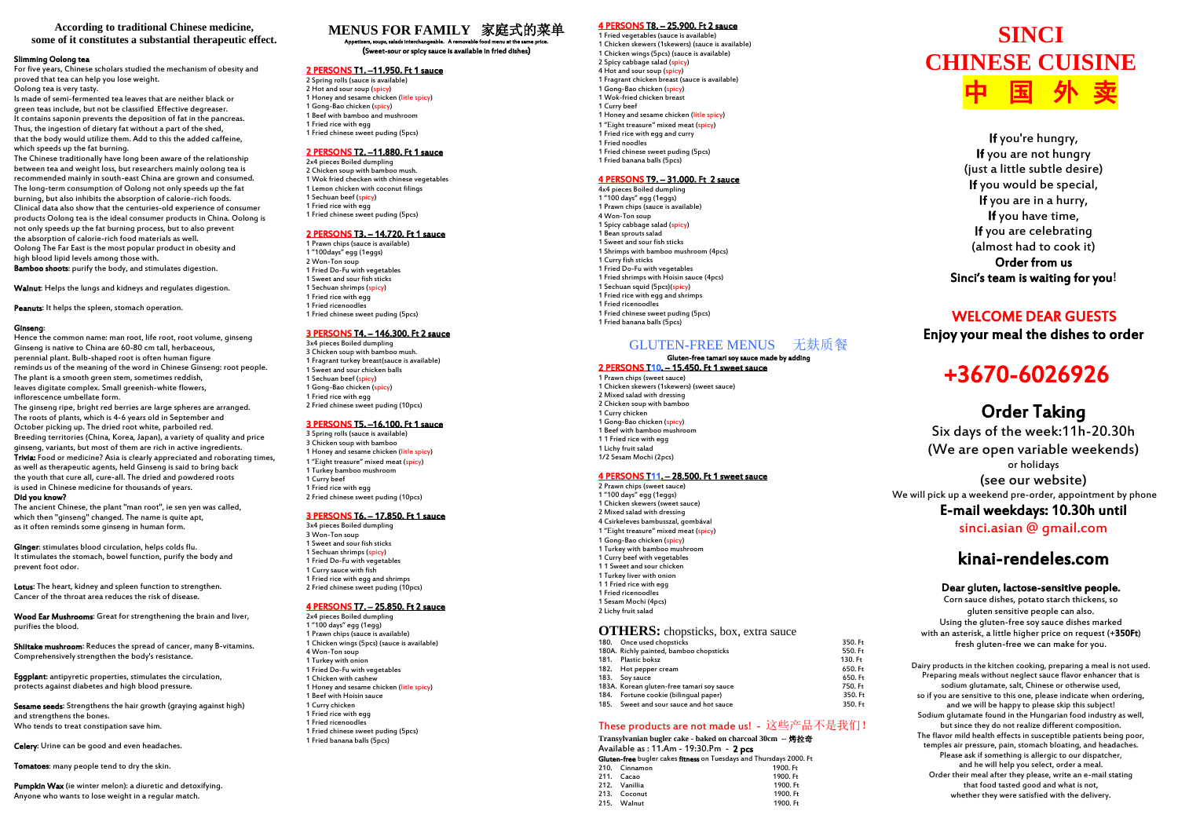## According to traditional Chinese medicine, some of it constitutes a substantial therapeutic effect.

**Slimming Oolong tea**
For five years, Chinese scholars studied the mechanism of obesity and proved that tea can help you lose weight.
Oolong tea is very tasty.
Is made of semi-fermented tea leaves that are neither black or green teas include, but not be classified Effective degreaser.
It contains saponin prevents the deposition of fat in the pancreas.
Thus, the ingestion of dietary fat without a part of the shed, that the body would utilize them. Add to this the added caffeine, which speeds up the fat burning.
The Chinese traditionally have long been aware of the relationship between tea and weight loss, but researchers mainly oolong tea is recommended mainly in south-east China are grown and consumed.
The long-term consumption of Oolong not only speeds up the fat burning, but also inhibits the absorption of calorie-rich foods.
Clinical data also show that the centuries-old experience of consumer products Oolong tea is the ideal consumer products in China. Oolong is not only speeds up the fat burning process, but to also prevent the absorption of calorie-rich food materials as well.
Oolong The Far East is the most popular product in obesity and high blood lipid levels among those with.
**Bamboo shoots**: purify the body, and stimulates digestion.

**Walnut**: Helps the lungs and kidneys and regulates digestion.

**Peanuts**: It helps the spleen, stomach operation.

**Ginseng**:
Hence the common name: man root, life root, root volume, ginseng
Ginseng is native to China are 60-80 cm tall, herbaceous, perennial plant. Bulb-shaped root is often human figure reminds us of the meaning of the word in Chinese Ginseng: root people.
The plant is a smooth green stem, sometimes reddish, leaves digitate complex. Small greenish-white flowers, inflorescence umbellate form.
The ginseng ripe, bright red berries are large spheres are arranged.
The roots of plants, which is 4-6 years old in September and October picking up. The dried root white, parboiled red.
Breeding territories (China, Korea, Japan), a variety of quality and price ginseng, variants, but most of them are rich in active ingredients.
**Trivia:** Food or medicine? Asia is clearly appreciated and roborating times, as well as therapeutic agents, held Ginseng is said to bring back the youth that cure all, cure-all. The dried and powdered roots is used in Chinese medicine for thousands of years.
**Did you know?**
The ancient Chinese, the plant "man root", ie sen yen was called, which then "ginseng" changed. The name is quite apt, as it often reminds some ginseng in human form.

**Ginger**: stimulates blood circulation, helps colds flu.
It stimulates the stomach, bowel function, purify the body and prevent foot odor.

**Lotus**: The heart, kidney and spleen function to strengthen.
Cancer of the throat area reduces the risk of disease.

**Wood Ear Mushrooms**: Great for strengthening the brain and liver, purifies the blood.

**Shiitake mushroom**: Reduces the spread of cancer, many B-vitamins.
Comprehensively strengthen the body's resistance.

**Eggplant**: antipyretic properties, stimulates the circulation, protects against diabetes and high blood pressure.

**Sesame seeds**: Strengthens the hair growth (graying against high) and strengthens the bones.
Who tends to treat constipation save him.

**Celery**: Urine can be good and even headaches.

**Tomatoes**: many people tend to dry the skin.

**Pumpkin Wax** (ie winter melon): a diuretic and detoxifying.
Anyone who wants to lose weight in a regular match.

# MENUS FOR FAMILY 家庭式的菜单

**Appetizers, soups, salads interchangeable. A removable food menu at the same price.**
**(Sweet-sour or spicy sauce is available in fried dishes)**

### 2 PERSONS T1. –11.950. Ft 1 sauce
2 Spring rolls (sauce is available)
2 Hot and sour soup (spicy)
1 Honey and sesame chicken (litle spicy)
1 Gong-Bao chicken (spicy)
1 Beef with bamboo and mushroom
1 Fried rice with egg
1 Fried chinese sweet puding (5pcs)

### 2 PERSONS T2. –11.880. Ft 1 sauce
2x4 pieces Boiled dumpling
2 Chicken soup with bamboo mush.
1 Wok fried checken with chinese vegetables
1 Lemon chicken with coconut filings
1 Sechuan beef (spicy)
1 Fried rice with egg
1 Fried chinese sweet puding (5pcs)

### 2 PERSONS T3. – 14.720. Ft 1 sauce
1 Prawn chips (sauce is available)
1 "100days" egg (1eggs)
2 Won-Ton soup
1 Fried Do-Fu with vegetables
1 Sweet and sour fish sticks
1 Sechuan shrimps (spicy)
1 Fried rice with egg
1 Fried ricenoodles
1 Fried chinese sweet puding (5pcs)

### 3 PERSONS T4. – 146.300. Ft 2 sauce
3x4 pieces Boiled dumpling
3 Chicken soup with bamboo mush.
1 Fragrant turkey breast(sauce is available)
1 Sweet and sour chicken balls
1 Sechuan beef (spicy)
1 Gong-Bao chicken (spicy)
1 Fried rice with egg
2 Fried chinese sweet puding (10pcs)

### 3 PERSONS T5. – 16.100. Ft 1 sauce
3 Spring rolls (sauce is available)
3 Chicken soup with bamboo
1 Honey and sesame chicken (litle spicy)
1 "Eight treasure" mixed meat (spicy)
1 Turkey bamboo mushroom
1 Curry beef
1 Fried rice with egg
2 Fried chinese sweet puding (10pcs)

### 3 PERSONS T6. – 17.850. Ft 1 sauce
3x4 pieces Boiled dumpling
3 Won-Ton soup
1 Sweet and sour fish sticks
1 Sechuan shrimps (spicy)
1 Fried Do-Fu with vegetables
1 Curry sauce with fish
1 Fried rice with egg and shrimps
2 Fried chinese sweet puding (10pcs)

### 4 PERSONS T7. – 25.850. Ft 2 sauce
2x4 pieces Boiled dumpling
1 "100 days" egg (1egg)
1 Prawn chips (sauce is available)
1 Chicken wings (5pcs) (sauce is available)
4 Won-Ton soup
1 Turkey with onion
1 Fried Do-Fu with vegetables
1 Chicken with cashew
1 Honey and sesame chicken (litle spicy)
1 Beef with Hoisin sauce
1 Curry chicken
1 Fried rice with egg
1 Fried ricenoodles
1 Fried chinese sweet puding (5pcs)
1 Fried banana balls (5pcs)

### 4 PERSONS T8. – 25.900. Ft 2 sauce
1 Fried vegetables (sauce is available)
1 Chicken skewers (1skewers) (sauce is available)
1 Chicken wings (5pcs) (sauce is available)
2 Spicy cabbage salad (spicy)
4 Hot and sour soup (spicy)
1 Fragrant chicken breast (sauce is available)
1 Gong-Bao chicken (spicy)
1 Wok-fried chicken breast
1 Curry beef
1 Honey and sesame chicken (litle spicy)
1 "Eight treasure" mixed meat (spicy)
1 Fried rice with egg and curry
1 Fried noodles
1 Fried chinese sweet puding (5pcs)
1 Fried banana balls (5pcs)

### 4 PERSONS T9. – 31.000. Ft 2 sauce
4x4 pieces Boiled dumpling
1 "100 days" egg (1eggs)
1 Prawn chips (sauce is available)
4 Won-Ton soup
1 Spicy cabbage salad (spicy)
1 Bean sprouts salad
1 Sweet and sour fish sticks
1 Shrimps with bamboo mushroom (4pcs)
1 Curry fish sticks
1 Fried Do-Fu with vegetables
1 Fried shrimps with Hoisin sauce (4pcs)
1 Sechuan squid (5pcs)(spicy)
1 Fried rice with egg and shrimps
1 Fried ricenoodles
1 Fried chinese sweet puding (5pcs)
1 Fried banana balls (5pcs)

## GLUTEN-FREE MENUS 无麸质餐

**Gluten-free tamari soy sauce made by adding**

### 2 PERSONS T10. – 15.450. Ft 1 sweet sauce
1 Prawn chips (sweet sauce)
1 Chicken skewers (1skewers) (sweet sauce)
2 Mixed salad with dressing
2 Chicken soup with bamboo
1 Curry chicken
1 Gong-Bao chicken (spicy)
1 Beef with bamboo mushroom
1 1 Fried rice with egg
1 Lichy fruit salad
1/2 Sesam Mochi (2pcs)

### 4 PERSONS T11. – 28.500. Ft 1 sweet sauce
2 Prawn chips (sweet sauce)
1 "100 days" egg (1eggs)
1 Chicken skewers (sweet sauce)
2 Mixed salad with dressing
4 Csirkeleves bambusszal, gombával
1 "Eight treasure" mixed meat (spicy)
1 Gong-Bao chicken (spicy)
1 Turkey with bamboo mushroom
1 Curry beef with vegetables
1 1 Sweet and sour chicken
1 Turkey liver with onion
1 1 Fried rice with egg
1 Fried ricenoodles
1 Sesam Mochi (4pcs)
2 Lichy fruit salad

## OTHERS: chopsticks, box, extra sauce

| | | |
|---|---|---|
| 180. | Once used chopsticks | 350. Ft |
| 180A. | Richly painted, bamboo chopsticks | 550. Ft |
| 181. | Plastic boksz | 130. Ft |
| 182. | Hot pepper cream | 650. Ft |
| 183. | Soy sauce | 650. Ft |
| 183A. | Korean gluten-free tamari soy sauce | 750. Ft |
| 184. | Fortune cookie (bilingual paper) | 350. Ft |
| 185. | Sweet and sour sauce and hot sauce | 350. Ft |

## These products are not made us! - 这些产品不是我们!

**Transylvanian bugler cake - baked on charcoal 30cm -- 烤拉奇**
Available as : 11.Am - 19:30.Pm - **2 pcs**
**Gluten-free** bugler cakes **fitness** on Tuesdays and Thursdays 2000. Ft

| | | |
|---|---|---|
| 210. | Cinnamon | 1900. Ft |
| 211. | Cacao | 1900. Ft |
| 212. | Vanillia | 1900. Ft |
| 213. | Coconut | 1900. Ft |
| 215. | Walnut | 1900. Ft |

# SINCI CHINESE CUISINE
# 中 国 外 卖

**If** you're hungry,
**If** you are not hungry
(just a little subtle desire)
**If** you would be special,
**If** you are in a hurry,
**If** you have time,
**If** you are celebrating
(almost had to cook it)
**Order from us**
**Sinci's team is waiting for you**!

## WELCOME DEAR GUESTS
**Enjoy your meal the dishes to order**

# +3670-6026926

## Order Taking
Six days of the week:11h-20.30h
(We are open variable weekends)
or holidays
(see our website)
We will pick up a weekend pre-order, appointment by phone
**E-mail weekdays: 10.30h until**
sinci.asian @ gmail.com

## kinai-rendeles.com

**Dear gluten, lactose-sensitive people.**
Corn sauce dishes, potato starch thickens, so gluten sensitive people can also.
Using the gluten-free soy sauce dishes marked with an asterisk, a little higher price on request (**+350Ft**) fresh gluten-free we can make for you.

Dairy products in the kitchen cooking, preparing a meal is not used.
Preparing meals without neglect sauce flavor enhancer that is sodium glutamate, salt, Chinese or otherwise used, so if you are sensitive to this one, please indicate when ordering, and we will be happy to please skip this subject!
Sodium glutamate found in the Hungarian food industry as well, but since they do not realize different composition.
The flavor mild health effects in susceptible patients being poor, temples air pressure, pain, stomach bloating, and headaches.
Please ask if something is allergic to our dispatcher, and he will help you select, order a meal.
Order their meal after they please, write an e-mail stating that food tasted good and what is not, whether they were satisfied with the delivery.